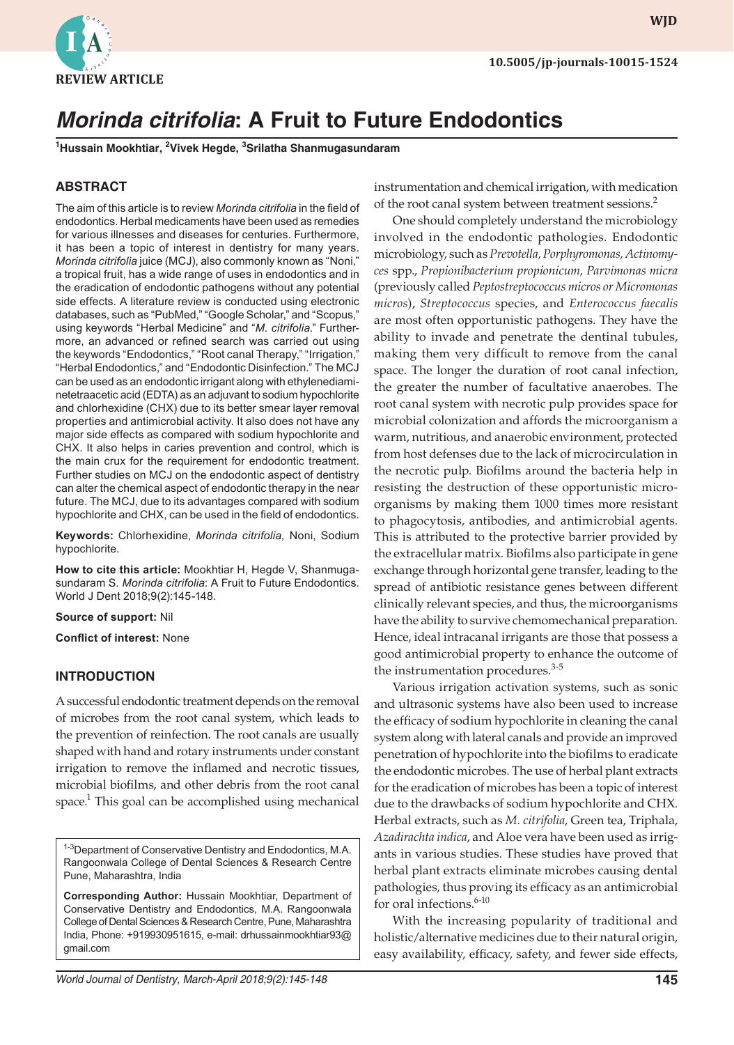REVIEW ARTICLE

10.5005/jp-journals-10015-1524

# *Morinda citrifolia*: A Fruit to Future Endodontics

[1]Hussain Mookhtiar, [2]Vivek Hegde, [3]Srilatha Shanmugasundaram

## ABSTRACT

The aim of this article is to review *Morinda citrifolia* in the field of endodontics. Herbal medicaments have been used as remedies for various illnesses and diseases for centuries. Furthermore, it has been a topic of interest in dentistry for many years. *Morinda citrifolia* juice (MCJ), also commonly known as "Noni," a tropical fruit, has a wide range of uses in endodontics and in the eradication of endodontic pathogens without any potential side effects. A literature review is conducted using electronic databases, such as "PubMed," "Google Scholar," and "Scopus," using keywords "Herbal Medicine" and "*M. citrifolia*." Furthermore, an advanced or refined search was carried out using the keywords "Endodontics," "Root canal Therapy," "Irrigation," "Herbal Endodontics," and "Endodontic Disinfection." The MCJ can be used as an endodontic irrigant along with ethylenediaminetetraacetic acid (EDTA) as an adjuvant to sodium hypochlorite and chlorhexidine (CHX) due to its better smear layer removal properties and antimicrobial activity. It also does not have any major side effects as compared with sodium hypochlorite and CHX. It also helps in caries prevention and control, which is the main crux for the requirement for endodontic treatment. Further studies on MCJ on the endodontic aspect of dentistry can alter the chemical aspect of endodontic therapy in the near future. The MCJ, due to its advantages compared with sodium hypochlorite and CHX, can be used in the field of endodontics.

**Keywords:** Chlorhexidine, *Morinda citrifolia*, Noni, Sodium hypochlorite.

**How to cite this article:** Mookhtiar H, Hegde V, Shanmugasundaram S. *Morinda citrifolia*: A Fruit to Future Endodontics. World J Dent 2018;9(2):145-148.

**Source of support:** Nil

**Conflict of interest:** None

## INTRODUCTION

A successful endodontic treatment depends on the removal of microbes from the root canal system, which leads to the prevention of reinfection. The root canals are usually shaped with hand and rotary instruments under constant irrigation to remove the inflamed and necrotic tissues, microbial biofilms, and other debris from the root canal space.[1] This goal can be accomplished using mechanical instrumentation and chemical irrigation, with medication of the root canal system between treatment sessions.[2]

One should completely understand the microbiology involved in the endodontic pathologies. Endodontic microbiology, such as *Prevotella, Porphyromonas, Actinomyces* spp., *Propionibacterium propionicum, Parvimonas micra* (previously called *Peptostreptococcus micros or Micromonas micros*), *Streptococcus* species, and *Enterococcus faecalis* are most often opportunistic pathogens. They have the ability to invade and penetrate the dentinal tubules, making them very difficult to remove from the canal space. The longer the duration of root canal infection, the greater the number of facultative anaerobes. The root canal system with necrotic pulp provides space for microbial colonization and affords the microorganism a warm, nutritious, and anaerobic environment, protected from host defenses due to the lack of microcirculation in the necrotic pulp. Biofilms around the bacteria help in resisting the destruction of these opportunistic microorganisms by making them 1000 times more resistant to phagocytosis, antibodies, and antimicrobial agents. This is attributed to the protective barrier provided by the extracellular matrix. Biofilms also participate in gene exchange through horizontal gene transfer, leading to the spread of antibiotic resistance genes between different clinically relevant species, and thus, the microorganisms have the ability to survive chemomechanical preparation. Hence, ideal intracanal irrigants are those that possess a good antimicrobial property to enhance the outcome of the instrumentation procedures.[3-5]

Various irrigation activation systems, such as sonic and ultrasonic systems have also been used to increase the efficacy of sodium hypochlorite in cleaning the canal system along with lateral canals and provide an improved penetration of hypochlorite into the biofilms to eradicate the endodontic microbes. The use of herbal plant extracts for the eradication of microbes has been a topic of interest due to the drawbacks of sodium hypochlorite and CHX. Herbal extracts, such as *M. citrifolia*, Green tea, Triphala, *Azadirachta indica*, and Aloe vera have been used as irrigants in various studies. These studies have proved that herbal plant extracts eliminate microbes causing dental pathologies, thus proving its efficacy as an antimicrobial for oral infections.[6-10]

With the increasing popularity of traditional and holistic/alternative medicines due to their natural origin, easy availability, efficacy, safety, and fewer side effects,

[1-3]Department of Conservative Dentistry and Endodontics, M.A. Rangoonwala College of Dental Sciences & Research Centre Pune, Maharashtra, India

**Corresponding Author:** Hussain Mookhtiar, Department of Conservative Dentistry and Endodontics, M.A. Rangoonwala College of Dental Sciences & Research Centre, Pune, Maharashtra India, Phone: +919930951615, e-mail: drhussainmookhtiar93@gmail.com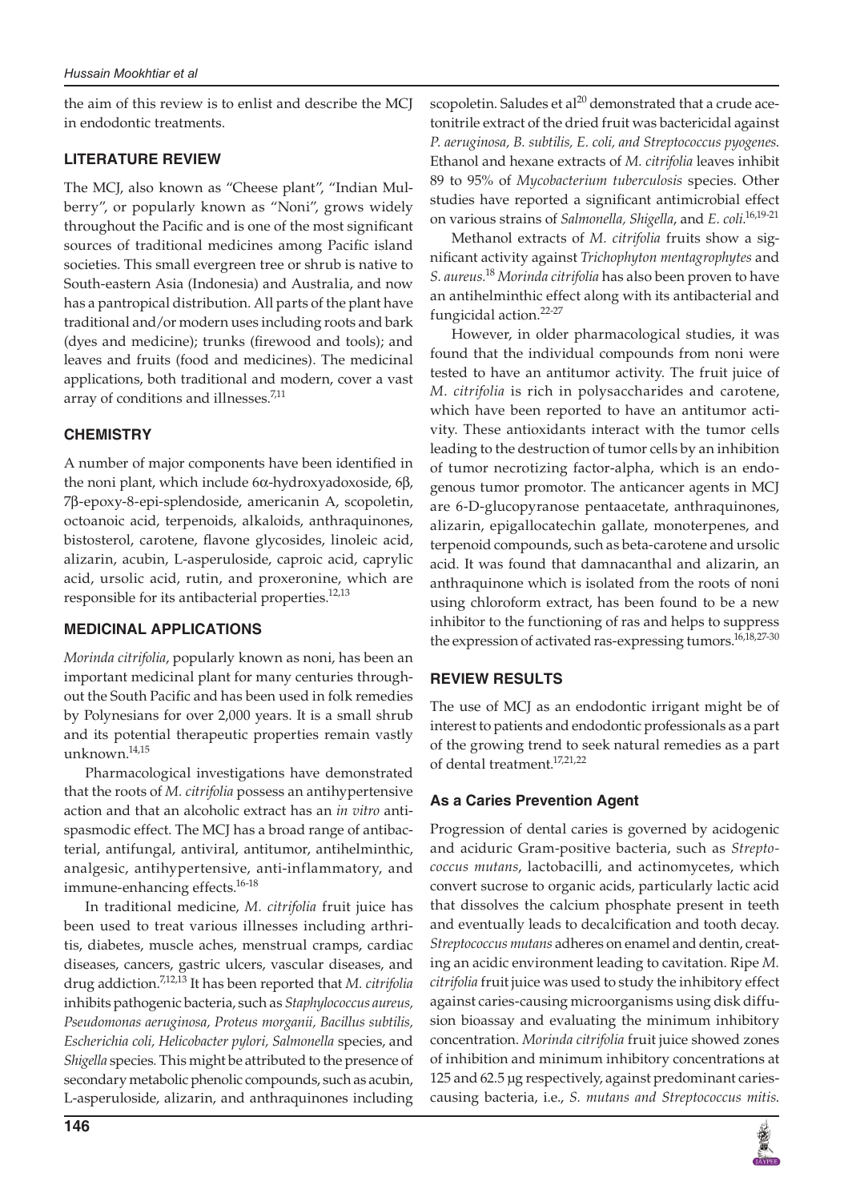the aim of this review is to enlist and describe the MCJ in endodontic treatments.

## LITERATURE REVIEW

The MCJ, also known as "Cheese plant", "Indian Mulberry", or popularly known as "Noni", grows widely throughout the Pacific and is one of the most significant sources of traditional medicines among Pacific island societies. This small evergreen tree or shrub is native to South-eastern Asia (Indonesia) and Australia, and now has a pantropical distribution. All parts of the plant have traditional and/or modern uses including roots and bark (dyes and medicine); trunks (firewood and tools); and leaves and fruits (food and medicines). The medicinal applications, both traditional and modern, cover a vast array of conditions and illnesses.[7,11]

## CHEMISTRY

A number of major components have been identified in the noni plant, which include 6α-hydroxyadoxoside, 6β, 7β-epoxy-8-epi-splendoside, americanin A, scopoletin, octoanoic acid, terpenoids, alkaloids, anthraquinones, bistosterol, carotene, flavone glycosides, linoleic acid, alizarin, acubin, L-asperuloside, caproic acid, caprylic acid, ursolic acid, rutin, and proxeronine, which are responsible for its antibacterial properties.[12,13]

## MEDICINAL APPLICATIONS

*Morinda citrifolia*, popularly known as noni, has been an important medicinal plant for many centuries throughout the South Pacific and has been used in folk remedies by Polynesians for over 2,000 years. It is a small shrub and its potential therapeutic properties remain vastly unknown.[14,15]

Pharmacological investigations have demonstrated that the roots of *M. citrifolia* possess an antihypertensive action and that an alcoholic extract has an *in vitro* antispasmodic effect. The MCJ has a broad range of antibacterial, antifungal, antiviral, antitumor, antihelminthic, analgesic, antihypertensive, anti-inflammatory, and immune-enhancing effects.[16-18]

In traditional medicine, *M. citrifolia* fruit juice has been used to treat various illnesses including arthritis, diabetes, muscle aches, menstrual cramps, cardiac diseases, cancers, gastric ulcers, vascular diseases, and drug addiction.[7,12,13] It has been reported that *M. citrifolia* inhibits pathogenic bacteria, such as *Staphylococcus aureus, Pseudomonas aeruginosa, Proteus morganii, Bacillus subtilis, Escherichia coli, Helicobacter pylori, Salmonella* species, and *Shigella* species. This might be attributed to the presence of secondary metabolic phenolic compounds, such as acubin, L-asperuloside, alizarin, and anthraquinones including scopoletin. Saludes et al[20] demonstrated that a crude acetonitrile extract of the dried fruit was bactericidal against *P. aeruginosa, B. subtilis, E. coli, and Streptococcus pyogenes*. Ethanol and hexane extracts of *M. citrifolia* leaves inhibit 89 to 95% of *Mycobacterium tuberculosis* species. Other studies have reported a significant antimicrobial effect on various strains of *Salmonella, Shigella*, and *E. coli*.[16,19-21]

Methanol extracts of *M. citrifolia* fruits show a significant activity against *Trichophyton mentagrophytes* and *S. aureus*.[18] *Morinda citrifolia* has also been proven to have an antihelminthic effect along with its antibacterial and fungicidal action.[22-27]

However, in older pharmacological studies, it was found that the individual compounds from noni were tested to have an antitumor activity. The fruit juice of *M. citrifolia* is rich in polysaccharides and carotene, which have been reported to have an antitumor activity. These antioxidants interact with the tumor cells leading to the destruction of tumor cells by an inhibition of tumor necrotizing factor-alpha, which is an endogenous tumor promotor. The anticancer agents in MCJ are 6-D-glucopyranose pentaacetate, anthraquinones, alizarin, epigallocatechin gallate, monoterpenes, and terpenoid compounds, such as beta-carotene and ursolic acid. It was found that damnacanthal and alizarin, an anthraquinone which is isolated from the roots of noni using chloroform extract, has been found to be a new inhibitor to the functioning of ras and helps to suppress the expression of activated ras-expressing tumors.[16,18,27-30]

## REVIEW RESULTS

The use of MCJ as an endodontic irrigant might be of interest to patients and endodontic professionals as a part of the growing trend to seek natural remedies as a part of dental treatment.[17,21,22]

### As a Caries Prevention Agent

Progression of dental caries is governed by acidogenic and aciduric Gram-positive bacteria, such as *Streptococcus mutans*, lactobacilli, and actinomycetes, which convert sucrose to organic acids, particularly lactic acid that dissolves the calcium phosphate present in teeth and eventually leads to decalcification and tooth decay. *Streptococcus mutans* adheres on enamel and dentin, creating an acidic environment leading to cavitation. Ripe *M. citrifolia* fruit juice was used to study the inhibitory effect against caries-causing microorganisms using disk diffusion bioassay and evaluating the minimum inhibitory concentration. *Morinda citrifolia* fruit juice showed zones of inhibition and minimum inhibitory concentrations at 125 and 62.5 µg respectively, against predominant caries-causing bacteria, i.e., *S. mutans and Streptococcus mitis*.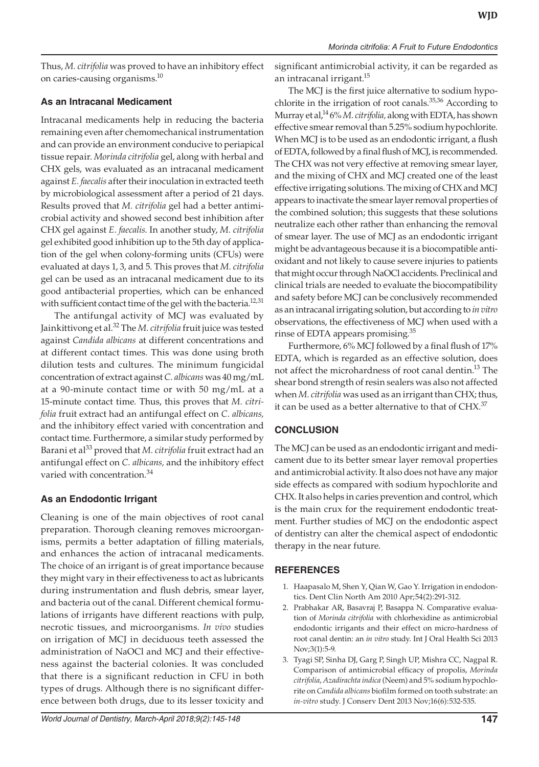Thus, *M. citrifolia* was proved to have an inhibitory effect on caries-causing organisms.[10]

### As an Intracanal Medicament

Intracanal medicaments help in reducing the bacteria remaining even after chemomechanical instrumentation and can provide an environment conducive to periapical tissue repair. *Morinda citrifolia* gel, along with herbal and CHX gels, was evaluated as an intracanal medicament against *E. faecalis* after their inoculation in extracted teeth by microbiological assessment after a period of 21 days. Results proved that *M. citrifolia* gel had a better antimicrobial activity and showed second best inhibition after CHX gel against *E. faecalis*. In another study, *M. citrifolia* gel exhibited good inhibition up to the 5th day of application of the gel when colony-forming units (CFUs) were evaluated at days 1, 3, and 5. This proves that *M. citrifolia* gel can be used as an intracanal medicament due to its good antibacterial properties, which can be enhanced with sufficient contact time of the gel with the bacteria.[12,31]

The antifungal activity of MCJ was evaluated by Jainkittivong et al.[32] The *M. citrifolia* fruit juice was tested against *Candida albicans* at different concentrations and at different contact times. This was done using broth dilution tests and cultures. The minimum fungicidal concentration of extract against *C. albicans* was 40 mg/mL at a 90-minute contact time or with 50 mg/mL at a 15-minute contact time. Thus, this proves that *M. citrifolia* fruit extract had an antifungal effect on *C. albicans,* and the inhibitory effect varied with concentration and contact time. Furthermore, a similar study performed by Barani et al[33] proved that *M. citrifolia* fruit extract had an antifungal effect on *C. albicans,* and the inhibitory effect varied with concentration.[34]

### As an Endodontic Irrigant

Cleaning is one of the main objectives of root canal preparation. Thorough cleaning removes microorganisms, permits a better adaptation of filling materials, and enhances the action of intracanal medicaments. The choice of an irrigant is of great importance because they might vary in their effectiveness to act as lubricants during instrumentation and flush debris, smear layer, and bacteria out of the canal. Different chemical formulations of irrigants have different reactions with pulp, necrotic tissues, and microorganisms. *In vivo* studies on irrigation of MCJ in deciduous teeth assessed the administration of NaOCl and MCJ and their effectiveness against the bacterial colonies. It was concluded that there is a significant reduction in CFU in both types of drugs. Although there is no significant difference between both drugs, due to its lesser toxicity and significant antimicrobial activity, it can be regarded as an intracanal irrigant.[15]

The MCJ is the first juice alternative to sodium hypochlorite in the irrigation of root canals.[35,36] According to Murray et al,[14] 6% *M. citrifolia,* along with EDTA, has shown effective smear removal than 5.25% sodium hypochlorite. When MCJ is to be used as an endodontic irrigant, a flush of EDTA, followed by a final flush of MCJ, is recommended. The CHX was not very effective at removing smear layer, and the mixing of CHX and MCJ created one of the least effective irrigating solutions. The mixing of CHX and MCJ appears to inactivate the smear layer removal properties of the combined solution; this suggests that these solutions neutralize each other rather than enhancing the removal of smear layer. The use of MCJ as an endodontic irrigant might be advantageous because it is a biocompatible antioxidant and not likely to cause severe injuries to patients that might occur through NaOCl accidents. Preclinical and clinical trials are needed to evaluate the biocompatibility and safety before MCJ can be conclusively recommended as an intracanal irrigating solution, but according to *in vitro* observations, the effectiveness of MCJ when used with a rinse of EDTA appears promising.[35]

Furthermore, 6% MCJ followed by a final flush of 17% EDTA, which is regarded as an effective solution, does not affect the microhardness of root canal dentin.[13] The shear bond strength of resin sealers was also not affected when *M. citrifolia* was used as an irrigant than CHX; thus, it can be used as a better alternative to that of CHX.[37]

## CONCLUSION

The MCJ can be used as an endodontic irrigant and medicament due to its better smear layer removal properties and antimicrobial activity. It also does not have any major side effects as compared with sodium hypochlorite and CHX. It also helps in caries prevention and control, which is the main crux for the requirement endodontic treatment. Further studies of MCJ on the endodontic aspect of dentistry can alter the chemical aspect of endodontic therapy in the near future.

## REFERENCES

1. Haapasalo M, Shen Y, Qian W, Gao Y. Irrigation in endodontics. Dent Clin North Am 2010 Apr;54(2):291-312.
2. Prabhakar AR, Basavraj P, Basappa N. Comparative evaluation of *Morinda citrifolia* with chlorhexidine as antimicrobial endodontic irrigants and their effect on micro-hardness of root canal dentin: an *in vitro* study. Int J Oral Health Sci 2013 Nov;3(1):5-9.
3. Tyagi SP, Sinha DJ, Garg P, Singh UP, Mishra CC, Nagpal R. Comparison of antimicrobial efficacy of propolis, *Morinda citrifolia*, *Azadirachta indica* (Neem) and 5% sodium hypochlorite on *Candida albicans* biofilm formed on tooth substrate: an *in-vitro* study. J Conserv Dent 2013 Nov;16(6):532-535.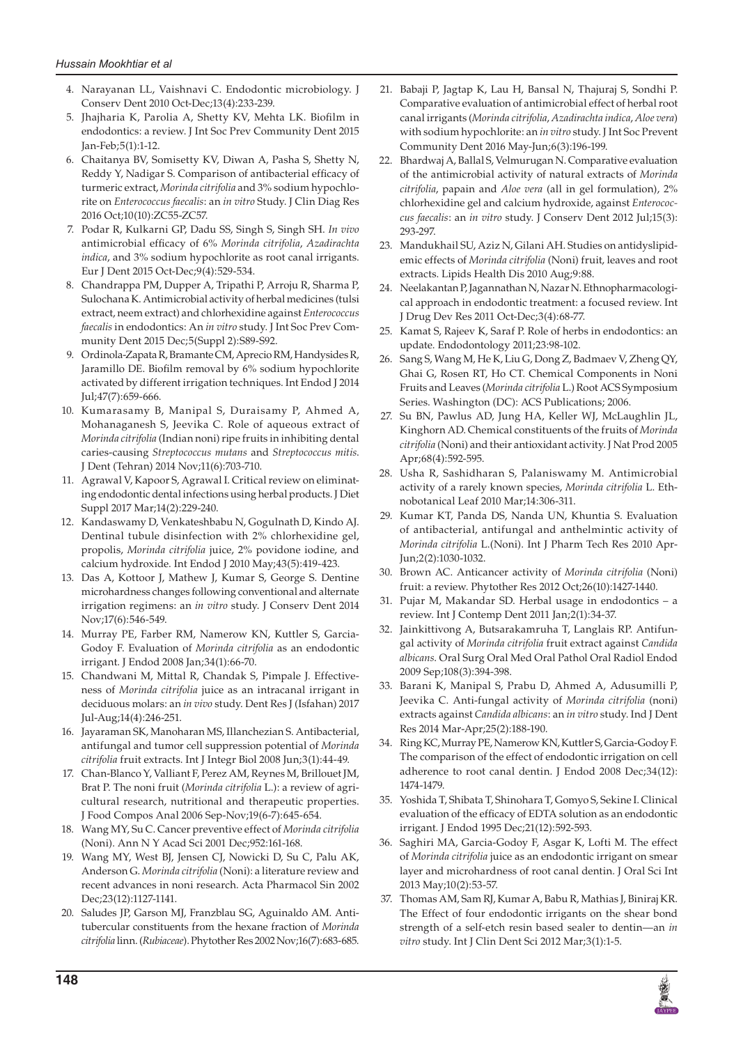4. Narayanan LL, Vaishnavi C. Endodontic microbiology. J Conserv Dent 2010 Oct-Dec;13(4):233-239.
5. Jhajharia K, Parolia A, Shetty KV, Mehta LK. Biofilm in endodontics: a review. J Int Soc Prev Community Dent 2015 Jan-Feb;5(1):1-12.
6. Chaitanya BV, Somisetty KV, Diwan A, Pasha S, Shetty N, Reddy Y, Nadigar S. Comparison of antibacterial efficacy of turmeric extract, *Morinda citrifolia* and 3% sodium hypochlorite on *Enterococcus faecalis*: an *in vitro* Study. J Clin Diag Res 2016 Oct;10(10):ZC55-ZC57.
7. Podar R, Kulkarni GP, Dadu SS, Singh S, Singh SH. *In vivo* antimicrobial efficacy of 6% *Morinda citrifolia*, *Azadirachta indica*, and 3% sodium hypochlorite as root canal irrigants. Eur J Dent 2015 Oct-Dec;9(4):529-534.
8. Chandrappa PM, Dupper A, Tripathi P, Arroju R, Sharma P, Sulochana K. Antimicrobial activity of herbal medicines (tulsi extract, neem extract) and chlorhexidine against *Enterococcus faecalis* in endodontics: An *in vitro* study. J Int Soc Prev Community Dent 2015 Dec;5(Suppl 2):S89-S92.
9. Ordinola-Zapata R, Bramante CM, Aprecio RM, Handysides R, Jaramillo DE. Biofilm removal by 6% sodium hypochlorite activated by different irrigation techniques. Int Endod J 2014 Jul;47(7):659-666.
10. Kumarasamy B, Manipal S, Duraisamy P, Ahmed A, Mohanaganesh S, Jeevika C. Role of aqueous extract of *Morinda citrifolia* (Indian noni) ripe fruits in inhibiting dental caries-causing *Streptococcus mutans* and *Streptococcus mitis*. J Dent (Tehran) 2014 Nov;11(6):703-710.
11. Agrawal V, Kapoor S, Agrawal I. Critical review on eliminating endodontic dental infections using herbal products. J Diet Suppl 2017 Mar;14(2):229-240.
12. Kandaswamy D, Venkateshbabu N, Gogulnath D, Kindo AJ. Dentinal tubule disinfection with 2% chlorhexidine gel, propolis, *Morinda citrifolia* juice, 2% povidone iodine, and calcium hydroxide. Int Endod J 2010 May;43(5):419-423.
13. Das A, Kottoor J, Mathew J, Kumar S, George S. Dentine microhardness changes following conventional and alternate irrigation regimens: an *in vitro* study. J Conserv Dent 2014 Nov;17(6):546-549.
14. Murray PE, Farber RM, Namerow KN, Kuttler S, Garcia-Godoy F. Evaluation of *Morinda citrifolia* as an endodontic irrigant. J Endod 2008 Jan;34(1):66-70.
15. Chandwani M, Mittal R, Chandak S, Pimpale J. Effectiveness of *Morinda citrifolia* juice as an intracanal irrigant in deciduous molars: an *in vivo* study. Dent Res J (Isfahan) 2017 Jul-Aug;14(4):246-251.
16. Jayaraman SK, Manoharan MS, Illanchezian S. Antibacterial, antifungal and tumor cell suppression potential of *Morinda citrifolia* fruit extracts. Int J Integr Biol 2008 Jun;3(1):44-49.
17. Chan-Blanco Y, Valliant F, Perez AM, Reynes M, Brillouet JM, Brat P. The noni fruit (*Morinda citrifolia* L.): a review of agricultural research, nutritional and therapeutic properties. J Food Compos Anal 2006 Sep-Nov;19(6-7):645-654.
18. Wang MY, Su C. Cancer preventive effect of *Morinda citrifolia* (Noni). Ann N Y Acad Sci 2001 Dec;952:161-168.
19. Wang MY, West BJ, Jensen CJ, Nowicki D, Su C, Palu AK, Anderson G. *Morinda citrifolia* (Noni): a literature review and recent advances in noni research. Acta Pharmacol Sin 2002 Dec;23(12):1127-1141.
20. Saludes JP, Garson MJ, Franzblau SG, Aguinaldo AM. Antitubercular constituents from the hexane fraction of *Morinda citrifolia* linn. (*Rubiaceae*). Phytother Res 2002 Nov;16(7):683-685.
21. Babaji P, Jagtap K, Lau H, Bansal N, Thajuraj S, Sondhi P. Comparative evaluation of antimicrobial effect of herbal root canal irrigants (*Morinda citrifolia*, *Azadirachta indica*, *Aloe vera*) with sodium hypochlorite: an *in vitro* study. J Int Soc Prevent Community Dent 2016 May-Jun;6(3):196-199.
22. Bhardwaj A, Ballal S, Velmurugan N. Comparative evaluation of the antimicrobial activity of natural extracts of *Morinda citrifolia*, papain and *Aloe vera* (all in gel formulation), 2% chlorhexidine gel and calcium hydroxide, against *Enterococcus faecalis*: an *in vitro* study. J Conserv Dent 2012 Jul;15(3):293-297.
23. Mandukhail SU, Aziz N, Gilani AH. Studies on antidyslipidemic effects of *Morinda citrifolia* (Noni) fruit, leaves and root extracts. Lipids Health Dis 2010 Aug;9:88.
24. Neelakantan P, Jagannathan N, Nazar N. Ethnopharmacological approach in endodontic treatment: a focused review. Int J Drug Dev Res 2011 Oct-Dec;3(4):68-77.
25. Kamat S, Rajeev K, Saraf P. Role of herbs in endodontics: an update. Endodontology 2011;23:98-102.
26. Sang S, Wang M, He K, Liu G, Dong Z, Badmaev V, Zheng QY, Ghai G, Rosen RT, Ho CT. Chemical Components in Noni Fruits and Leaves (*Morinda citrifolia* L.) Root ACS Symposium Series. Washington (DC): ACS Publications; 2006.
27. Su BN, Pawlus AD, Jung HA, Keller WJ, McLaughlin JL, Kinghorn AD. Chemical constituents of the fruits of *Morinda citrifolia* (Noni) and their antioxidant activity. J Nat Prod 2005 Apr;68(4):592-595.
28. Usha R, Sashidharan S, Palaniswamy M. Antimicrobial activity of a rarely known species, *Morinda citrifolia* L. Ethnobotanical Leaf 2010 Mar;14:306-311.
29. Kumar KT, Panda DS, Nanda UN, Khuntia S. Evaluation of antibacterial, antifungal and anthelmintic activity of *Morinda citrifolia* L.(Noni). Int J Pharm Tech Res 2010 Apr-Jun;2(2):1030-1032.
30. Brown AC. Anticancer activity of *Morinda citrifolia* (Noni) fruit: a review. Phytother Res 2012 Oct;26(10):1427-1440.
31. Pujar M, Makandar SD. Herbal usage in endodontics – a review. Int J Contemp Dent 2011 Jan;2(1):34-37.
32. Jainkittivong A, Butsarakamruha T, Langlais RP. Antifungal activity of *Morinda citrifolia* fruit extract against *Candida albicans*. Oral Surg Oral Med Oral Pathol Oral Radiol Endod 2009 Sep;108(3):394-398.
33. Barani K, Manipal S, Prabu D, Ahmed A, Adusumilli P, Jeevika C. Anti-fungal activity of *Morinda citrifolia* (noni) extracts against *Candida albicans*: an *in vitro* study. Ind J Dent Res 2014 Mar-Apr;25(2):188-190.
34. Ring KC, Murray PE, Namerow KN, Kuttler S, Garcia-Godoy F. The comparison of the effect of endodontic irrigation on cell adherence to root canal dentin. J Endod 2008 Dec;34(12):1474-1479.
35. Yoshida T, Shibata T, Shinohara T, Gomyo S, Sekine I. Clinical evaluation of the efficacy of EDTA solution as an endodontic irrigant. J Endod 1995 Dec;21(12):592-593.
36. Saghiri MA, Garcia-Godoy F, Asgar K, Lofti M. The effect of *Morinda citrifolia* juice as an endodontic irrigant on smear layer and microhardness of root canal dentin. J Oral Sci Int 2013 May;10(2):53-57.
37. Thomas AM, Sam RJ, Kumar A, Babu R, Mathias J, Biniraj KR. The Effect of four endodontic irrigants on the shear bond strength of a self-etch resin based sealer to dentin—an *in vitro* study. Int J Clin Dent Sci 2012 Mar;3(1):1-5.